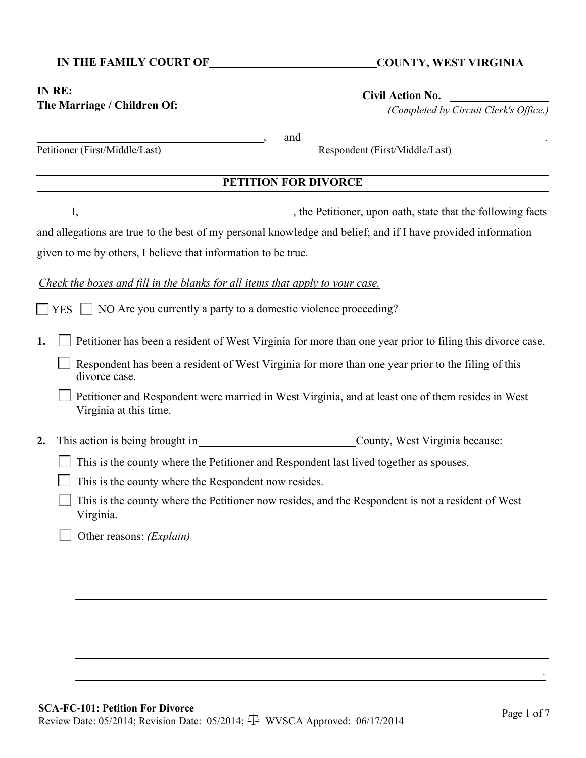**IN THE FAMILY COURT OF ____________________________ COUNTY, WEST VIRGINIA**

**IN RE:**
**The Marriage / Children Of:**

**Civil Action No.** ________________
*(Completed by Circuit Clerk's Office.)*

_________________________________________, and _________________________________________.
Petitioner (First/Middle/Last) Respondent (First/Middle/Last)

---

## PETITION FOR DIVORCE

---

I, ____________________________________, the Petitioner, upon oath, state that the following facts and allegations are true to the best of my personal knowledge and belief; and if I have provided information given to me by others, I believe that information to be true.

*Check the boxes and fill in the blanks for all items that apply to your case.*

☐ YES ☐ NO Are you currently a party to a domestic violence proceeding?

**1.** ☐ Petitioner has been a resident of West Virginia for more than one year prior to filing this divorce case.

☐ Respondent has been a resident of West Virginia for more than one year prior to the filing of this divorce case.

☐ Petitioner and Respondent were married in West Virginia, and at least one of them resides in West Virginia at this time.

**2.** This action is being brought in ____________________________ County, West Virginia because:

☐ This is the county where the Petitioner and Respondent last lived together as spouses.

☐ This is the county where the Respondent now resides.

☐ This is the county where the Petitioner now resides, and the Respondent is not a resident of West Virginia.

☐ Other reasons: *(Explain)*

______________________________________________________________________________

______________________________________________________________________________

______________________________________________________________________________

______________________________________________________________________________

______________________________________________________________________________

______________________________________________________________________________

______________________________________________________________________________.

**SCA-FC-101: Petition For Divorce**
Review Date: 05/2014; Revision Date: 05/2014; WVSCA Approved: 06/17/2014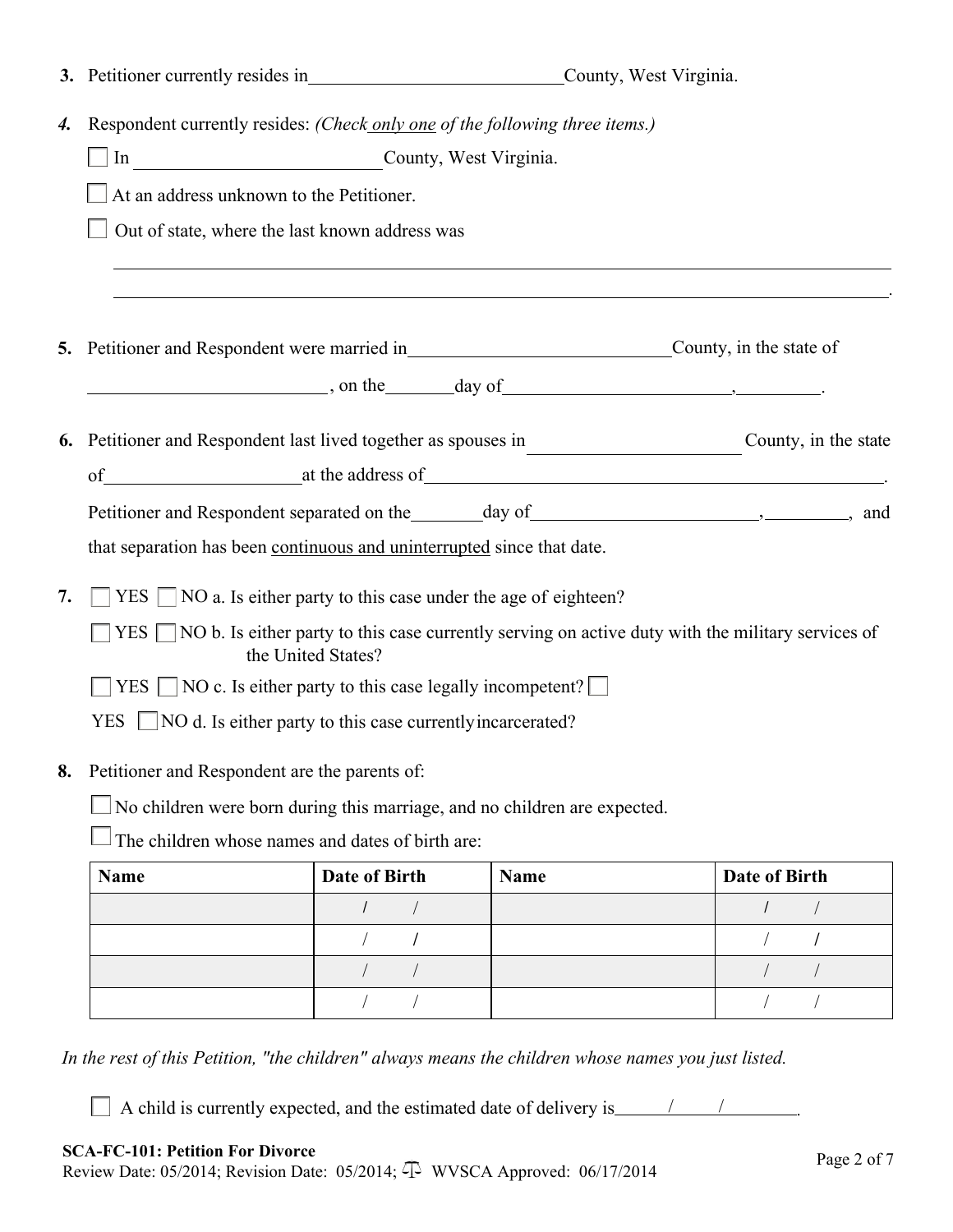3. Petitioner currently resides in\_\_\_\_\_\_\_\_\_\_\_\_\_\_\_\_\_\_\_\_\_\_\_\_\_\_\_\_County, West Virginia.

*4.* Respondent currently resides: *(Check only one of the following three items.)*

☐ In \_\_\_\_\_\_\_\_\_\_\_\_\_\_\_\_\_\_\_\_\_\_\_\_\_\_\_ County, West Virginia.

☐ At an address unknown to the Petitioner.

☐ Out of state, where the last known address was

\_\_\_\_\_\_\_\_\_\_\_\_\_\_\_\_\_\_\_\_\_\_\_\_\_\_\_\_\_\_\_\_\_\_\_\_\_\_\_\_\_\_\_\_\_\_\_\_\_\_\_\_\_\_\_\_\_\_\_\_\_\_\_\_\_\_\_\_\_\_\_\_\_\_\_\_\_\_

\_\_\_\_\_\_\_\_\_\_\_\_\_\_\_\_\_\_\_\_\_\_\_\_\_\_\_\_\_\_\_\_\_\_\_\_\_\_\_\_\_\_\_\_\_\_\_\_\_\_\_\_\_\_\_\_\_\_\_\_\_\_\_\_\_\_\_\_\_\_\_\_\_\_\_\_\_\_.

5. Petitioner and Respondent were married in\_\_\_\_\_\_\_\_\_\_\_\_\_\_\_\_\_\_\_\_\_\_\_\_\_\_\_\_\_County, in the state of \_\_\_\_\_\_\_\_\_\_\_\_\_\_\_\_\_\_\_\_\_\_\_\_\_\_\_ , on the\_\_\_\_\_\_\_\_day of\_\_\_\_\_\_\_\_\_\_\_\_\_\_\_\_\_\_\_\_\_\_\_\_\_,\_\_\_\_\_\_\_\_\_.

6. Petitioner and Respondent last lived together as spouses in\_\_\_\_\_\_\_\_\_\_\_\_\_\_\_\_\_\_\_\_\_\_\_ County, in the state of\_\_\_\_\_\_\_\_\_\_\_\_\_\_\_\_\_\_\_\_\_\_at the address of\_\_\_\_\_\_\_\_\_\_\_\_\_\_\_\_\_\_\_\_\_\_\_\_\_\_\_\_\_\_\_\_\_\_\_\_\_\_\_\_\_\_\_\_\_\_\_\_\_\_.
Petitioner and Respondent separated on the\_\_\_\_\_\_\_\_day of\_\_\_\_\_\_\_\_\_\_\_\_\_\_\_\_\_\_\_\_\_\_\_\_\_,\_\_\_\_\_\_\_\_\_, and that separation has been continuous and uninterrupted since that date.

7. ☐ YES ☐ NO a. Is either party to this case under the age of eighteen?

☐ YES ☐ NO b. Is either party to this case currently serving on active duty with the military services of the United States?

☐ YES ☐ NO c. Is either party to this case legally incompetent? ☐

YES ☐ NO d. Is either party to this case currently incarcerated?

8. Petitioner and Respondent are the parents of:

☐ No children were born during this marriage, and no children are expected.

☐ The children whose names and dates of birth are:

| Name | Date of Birth | Name | Date of Birth |
|---|---|---|---|
| | / / | | / / |
| | / / | | / / |
| | / / | | / / |
| | / / | | / / |

*In the rest of this Petition, "the children" always means the children whose names you just listed.*

☐ A child is currently expected, and the estimated date of delivery is\_\_\_\_\_\_/\_\_\_\_\_\_/\_\_\_\_\_\_\_\_\_.

**SCA-FC-101: Petition For Divorce**
Review Date: 05/2014; Revision Date: 05/2014; WVSCA Approved: 06/17/2014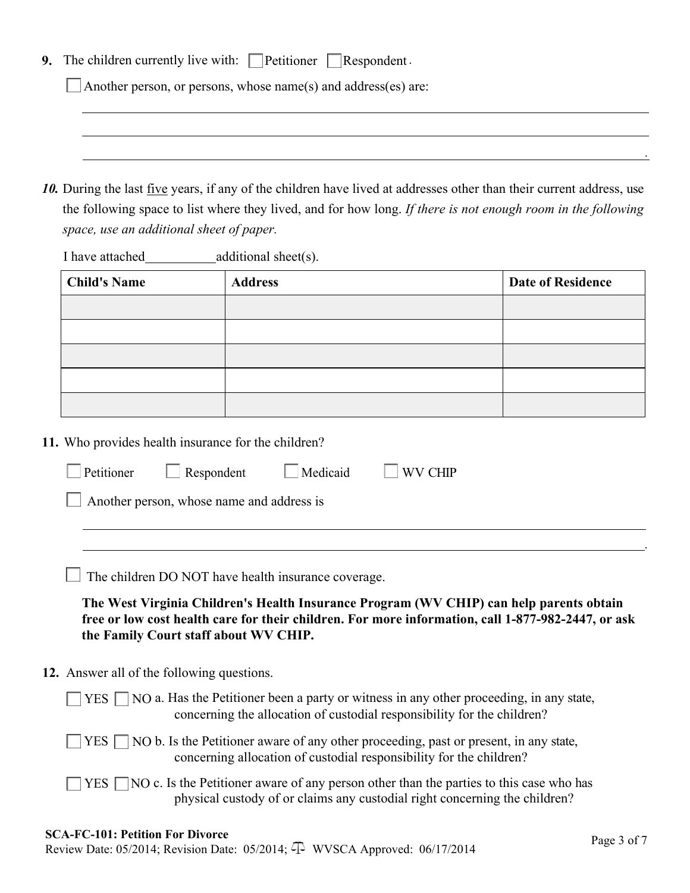**9.** The children currently live with: ☐ Petitioner ☐ Respondent.

☐ Another person, or persons, whose name(s) and address(es) are:

______________________________________________________________________________

______________________________________________________________________________

______________________________________________________________________________.

***10.*** During the last <u>five</u> years, if any of the children have lived at addresses other than their current address, use the following space to list where they lived, and for how long. *If there is not enough room in the following space, use an additional sheet of paper.*

I have attached__________additional sheet(s).

| Child's Name | Address | Date of Residence |
|---|---|---|
| | | |
| | | |
| | | |
| | | |
| | | |

**11.** Who provides health insurance for the children?

☐ Petitioner ☐ Respondent ☐ Medicaid ☐ WV CHIP

☐ Another person, whose name and address is

______________________________________________________________________________

______________________________________________________________________________.

☐ The children DO NOT have health insurance coverage.

**The West Virginia Children's Health Insurance Program (WV CHIP) can help parents obtain free or low cost health care for their children. For more information, call 1-877-982-2447, or ask the Family Court staff about WV CHIP.**

**12.** Answer all of the following questions.

☐ YES ☐ NO a. Has the Petitioner been a party or witness in any other proceeding, in any state, concerning the allocation of custodial responsibility for the children?

☐ YES ☐ NO b. Is the Petitioner aware of any other proceeding, past or present, in any state, concerning allocation of custodial responsibility for the children?

☐ YES ☐ NO c. Is the Petitioner aware of any person other than the parties to this case who has physical custody of or claims any custodial right concerning the children?

**SCA-FC-101: Petition For Divorce**
Review Date: 05/2014; Revision Date: 05/2014; WVSCA Approved: 06/17/2014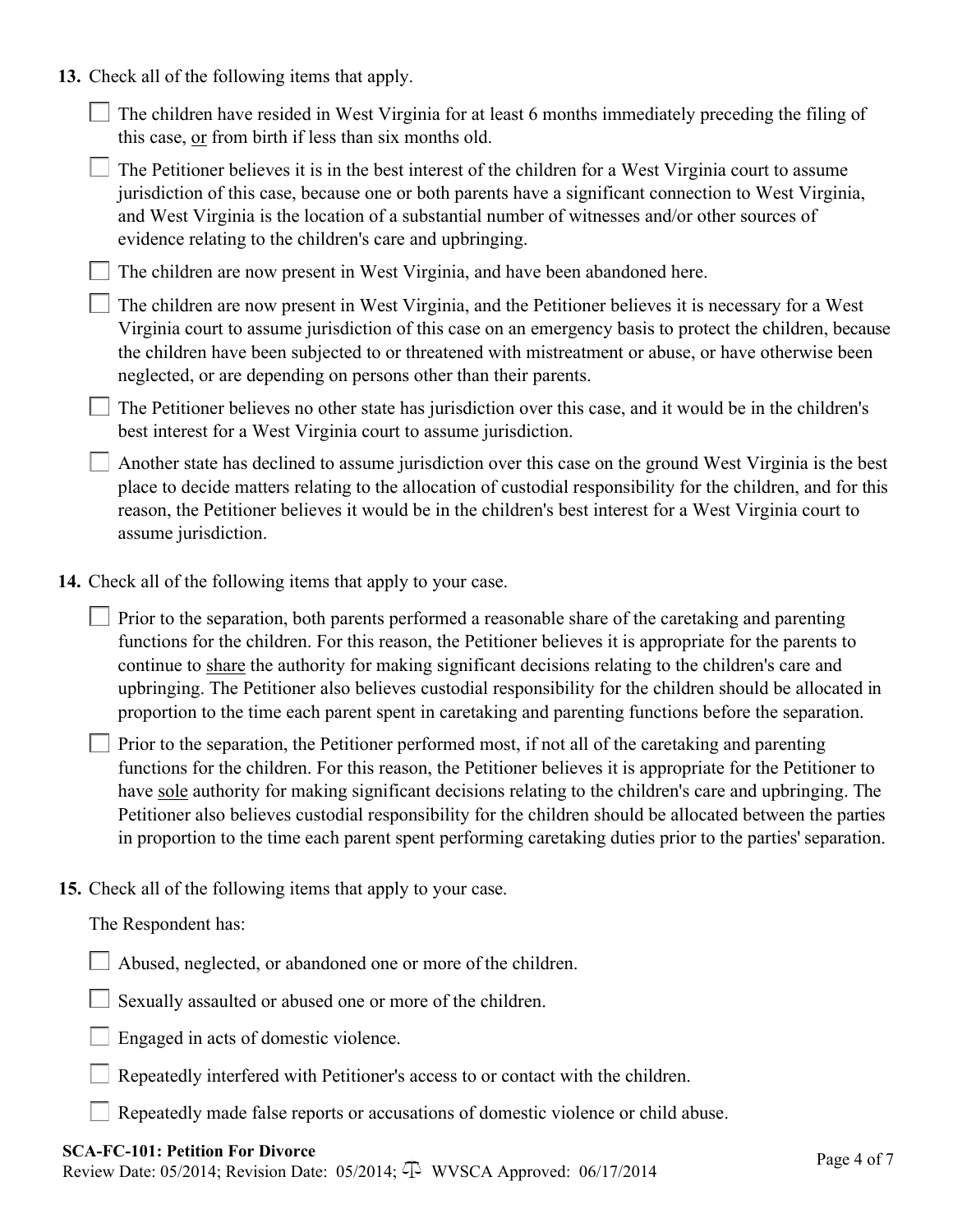**13.** Check all of the following items that apply.

- ☐ The children have resided in West Virginia for at least 6 months immediately preceding the filing of this case, <u>or</u> from birth if less than six months old.
- ☐ The Petitioner believes it is in the best interest of the children for a West Virginia court to assume jurisdiction of this case, because one or both parents have a significant connection to West Virginia, and West Virginia is the location of a substantial number of witnesses and/or other sources of evidence relating to the children's care and upbringing.
- ☐ The children are now present in West Virginia, and have been abandoned here.
- ☐ The children are now present in West Virginia, and the Petitioner believes it is necessary for a West Virginia court to assume jurisdiction of this case on an emergency basis to protect the children, because the children have been subjected to or threatened with mistreatment or abuse, or have otherwise been neglected, or are depending on persons other than their parents.
- ☐ The Petitioner believes no other state has jurisdiction over this case, and it would be in the children's best interest for a West Virginia court to assume jurisdiction.
- ☐ Another state has declined to assume jurisdiction over this case on the ground West Virginia is the best place to decide matters relating to the allocation of custodial responsibility for the children, and for this reason, the Petitioner believes it would be in the children's best interest for a West Virginia court to assume jurisdiction.

**14.** Check all of the following items that apply to your case.

- ☐ Prior to the separation, both parents performed a reasonable share of the caretaking and parenting functions for the children. For this reason, the Petitioner believes it is appropriate for the parents to continue to <u>share</u> the authority for making significant decisions relating to the children's care and upbringing. The Petitioner also believes custodial responsibility for the children should be allocated in proportion to the time each parent spent in caretaking and parenting functions before the separation.
- ☐ Prior to the separation, the Petitioner performed most, if not all of the caretaking and parenting functions for the children. For this reason, the Petitioner believes it is appropriate for the Petitioner to have <u>sole</u> authority for making significant decisions relating to the children's care and upbringing. The Petitioner also believes custodial responsibility for the children should be allocated between the parties in proportion to the time each parent spent performing caretaking duties prior to the parties' separation.

**15.** Check all of the following items that apply to your case.

The Respondent has:

- ☐ Abused, neglected, or abandoned one or more of the children.
- ☐ Sexually assaulted or abused one or more of the children.
- ☐ Engaged in acts of domestic violence.
- ☐ Repeatedly interfered with Petitioner's access to or contact with the children.
- ☐ Repeatedly made false reports or accusations of domestic violence or child abuse.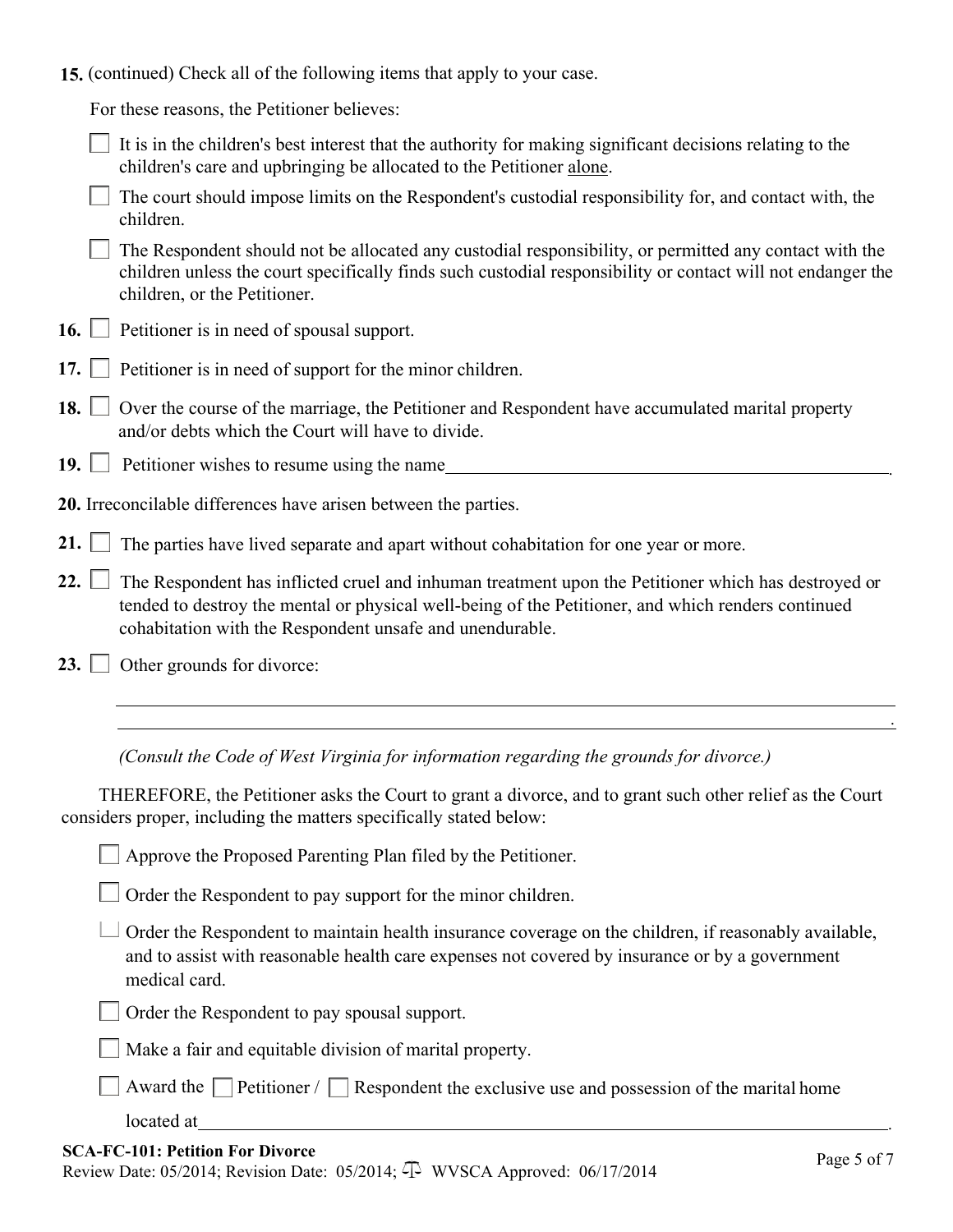**15.** (continued) Check all of the following items that apply to your case.

For these reasons, the Petitioner believes:

- ☐ It is in the children's best interest that the authority for making significant decisions relating to the children's care and upbringing be allocated to the Petitioner <u>alone</u>.
- ☐ The court should impose limits on the Respondent's custodial responsibility for, and contact with, the children.
- ☐ The Respondent should not be allocated any custodial responsibility, or permitted any contact with the children unless the court specifically finds such custodial responsibility or contact will not endanger the children, or the Petitioner.

**16.** ☐ Petitioner is in need of spousal support.

**17.** ☐ Petitioner is in need of support for the minor children.

**18.** ☐ Over the course of the marriage, the Petitioner and Respondent have accumulated marital property and/or debts which the Court will have to divide.

**19.** ☐ Petitioner wishes to resume using the name\_\_\_\_\_\_\_\_\_\_\_\_\_\_\_\_\_\_\_\_\_\_\_\_\_\_\_\_\_\_\_\_\_\_\_\_\_\_\_\_.

**20.** Irreconcilable differences have arisen between the parties.

**21.** ☐ The parties have lived separate and apart without cohabitation for one year or more.

**22.** ☐ The Respondent has inflicted cruel and inhuman treatment upon the Petitioner which has destroyed or tended to destroy the mental or physical well-being of the Petitioner, and which renders continued cohabitation with the Respondent unsafe and unendurable.

**23.** ☐ Other grounds for divorce:

\_\_\_\_\_\_\_\_\_\_\_\_\_\_\_\_\_\_\_\_\_\_\_\_\_\_\_\_\_\_\_\_\_\_\_\_\_\_\_\_\_\_\_\_\_\_\_\_\_\_\_\_\_\_\_\_\_\_\_\_\_\_\_\_\_\_\_\_\_\_

\_\_\_\_\_\_\_\_\_\_\_\_\_\_\_\_\_\_\_\_\_\_\_\_\_\_\_\_\_\_\_\_\_\_\_\_\_\_\_\_\_\_\_\_\_\_\_\_\_\_\_\_\_\_\_\_\_\_\_\_\_\_\_\_\_\_\_\_\_\_.

*(Consult the Code of West Virginia for information regarding the grounds for divorce.)*

THEREFORE, the Petitioner asks the Court to grant a divorce, and to grant such other relief as the Court considers proper, including the matters specifically stated below:

- ☐ Approve the Proposed Parenting Plan filed by the Petitioner.
- ☐ Order the Respondent to pay support for the minor children.
- ☐ Order the Respondent to maintain health insurance coverage on the children, if reasonably available, and to assist with reasonable health care expenses not covered by insurance or by a government medical card.
- ☐ Order the Respondent to pay spousal support.
- ☐ Make a fair and equitable division of marital property.
- ☐ Award the ☐ Petitioner / ☐ Respondent the exclusive use and possession of the marital home located at\_\_\_\_\_\_\_\_\_\_\_\_\_\_\_\_\_\_\_\_\_\_\_\_\_\_\_\_\_\_\_\_\_\_\_\_\_\_\_\_\_\_\_\_\_\_\_\_\_\_\_\_\_\_\_\_\_\_.

**SCA-FC-101: Petition For Divorce**
Review Date: 05/2014; Revision Date: 05/2014; WVSCA Approved: 06/17/2014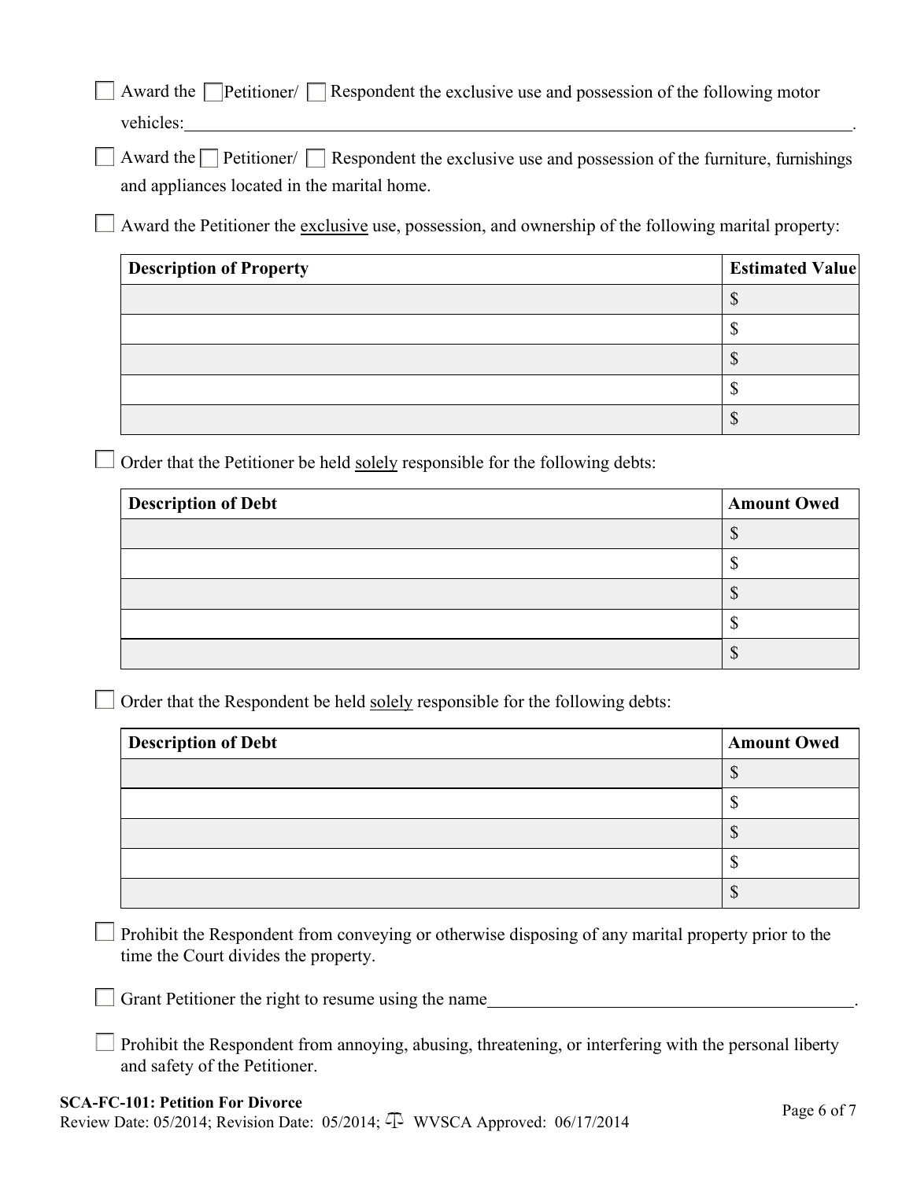☐ Award the ☐ Petitioner/ ☐ Respondent the exclusive use and possession of the following motor vehicles:\_\_\_\_\_\_\_\_\_\_\_\_\_\_\_\_\_\_\_\_\_\_\_\_\_\_\_\_\_\_\_\_\_\_\_\_\_\_\_\_\_\_\_\_.

☐ Award the ☐ Petitioner/ ☐ Respondent the exclusive use and possession of the furniture, furnishings and appliances located in the marital home.

☐ Award the Petitioner the <u>exclusive</u> use, possession, and ownership of the following marital property:

| Description of Property | Estimated Value |
|---|---|
| | $ |
| | $ |
| | $ |
| | $ |
| | $ |

☐ Order that the Petitioner be held <u>solely</u> responsible for the following debts:

| Description of Debt | Amount Owed |
|---|---|
| | $ |
| | $ |
| | $ |
| | $ |
| | $ |

☐ Order that the Respondent be held <u>solely</u> responsible for the following debts:

| Description of Debt | Amount Owed |
|---|---|
| | $ |
| | $ |
| | $ |
| | $ |
| | $ |

☐ Prohibit the Respondent from conveying or otherwise disposing of any marital property prior to the time the Court divides the property.

☐ Grant Petitioner the right to resume using the name\_\_\_\_\_\_\_\_\_\_\_\_\_\_\_\_\_\_\_\_\_\_\_\_\_\_\_\_\_\_\_\_\_\_\_\_\_\_\_\_\_\_\_\_.

☐ Prohibit the Respondent from annoying, abusing, threatening, or interfering with the personal liberty and safety of the Petitioner.

**SCA-FC-101: Petition For Divorce**
Review Date: 05/2014; Revision Date: 05/2014; WVSCA Approved: 06/17/2014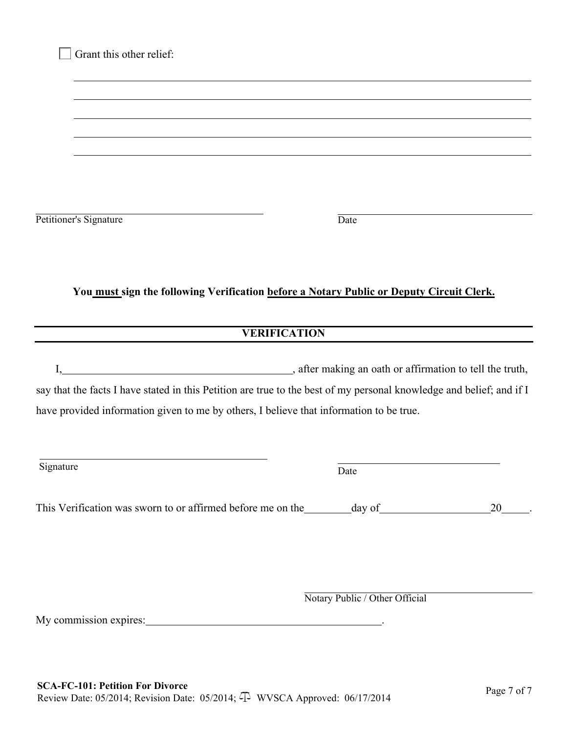☐ Grant this other relief:

______________________________________________________________________

______________________________________________________________________

______________________________________________________________________

______________________________________________________________________

______________________________________________________________________

______________________________________ ______________________________
Petitioner's Signature Date

**You <u>must</u> sign the following Verification <u>before a Notary Public or Deputy Circuit Clerk.</u>**

## VERIFICATION

I, ________________________________________, after making an oath or affirmation to tell the truth, say that the facts I have stated in this Petition are true to the best of my personal knowledge and belief; and if I have provided information given to me by others, I believe that information to be true.

______________________________________ ______________________________
Signature Date

This Verification was sworn to or affirmed before me on the ________ day of ____________________ 20_____.

______________________________________
Notary Public / Other Official

My commission expires: ________________________________________.

**SCA-FC-101: Petition For Divorce**
Review Date: 05/2014; Revision Date: 05/2014; WVSCA Approved: 06/17/2014